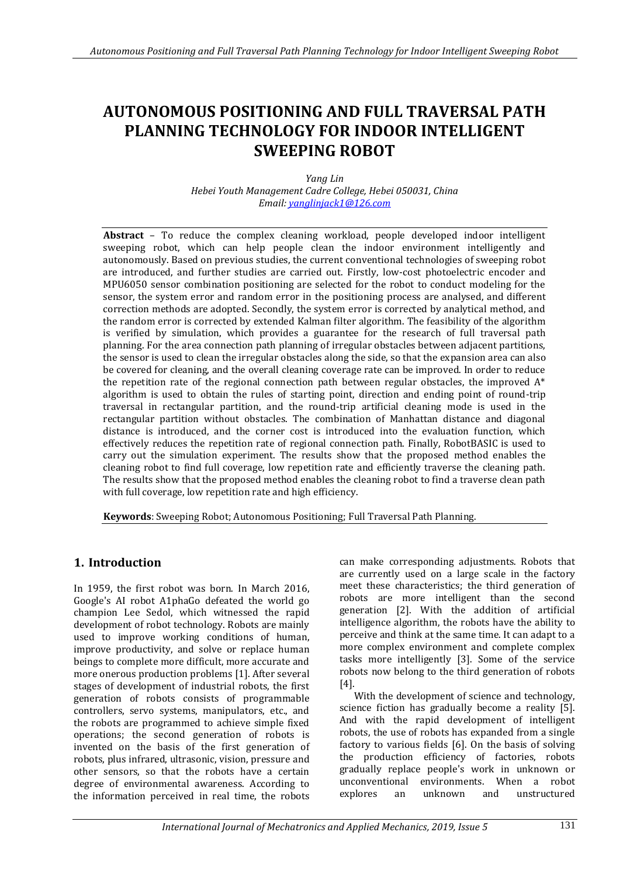# AUTONOMOUS POSITIONING AND FULL TRAVERSAL PATH PLANNING TECHNOLOGY FOR INDOOR INTELLIGENT SWEEPING ROBOT

*Yang Lin*
*Hebei Youth Management Cadre College, Hebei 050031, China*
*Email: yanglinjack1@126.com*

**Abstract** – To reduce the complex cleaning workload, people developed indoor intelligent sweeping robot, which can help people clean the indoor environment intelligently and autonomously. Based on previous studies, the current conventional technologies of sweeping robot are introduced, and further studies are carried out. Firstly, low-cost photoelectric encoder and MPU6050 sensor combination positioning are selected for the robot to conduct modeling for the sensor, the system error and random error in the positioning process are analysed, and different correction methods are adopted. Secondly, the system error is corrected by analytical method, and the random error is corrected by extended Kalman filter algorithm. The feasibility of the algorithm is verified by simulation, which provides a guarantee for the research of full traversal path planning. For the area connection path planning of irregular obstacles between adjacent partitions, the sensor is used to clean the irregular obstacles along the side, so that the expansion area can also be covered for cleaning, and the overall cleaning coverage rate can be improved. In order to reduce the repetition rate of the regional connection path between regular obstacles, the improved A* algorithm is used to obtain the rules of starting point, direction and ending point of round-trip traversal in rectangular partition, and the round-trip artificial cleaning mode is used in the rectangular partition without obstacles. The combination of Manhattan distance and diagonal distance is introduced, and the corner cost is introduced into the evaluation function, which effectively reduces the repetition rate of regional connection path. Finally, RobotBASIC is used to carry out the simulation experiment. The results show that the proposed method enables the cleaning robot to find full coverage, low repetition rate and efficiently traverse the cleaning path. The results show that the proposed method enables the cleaning robot to find a traverse clean path with full coverage, low repetition rate and high efficiency.

**Keywords**: Sweeping Robot; Autonomous Positioning; Full Traversal Path Planning.

## 1. Introduction

In 1959, the first robot was born. In March 2016, Google's AI robot A1phaGo defeated the world go champion Lee Sedol, which witnessed the rapid development of robot technology. Robots are mainly used to improve working conditions of human, improve productivity, and solve or replace human beings to complete more difficult, more accurate and more onerous production problems [1]. After several stages of development of industrial robots, the first generation of robots consists of programmable controllers, servo systems, manipulators, etc., and the robots are programmed to achieve simple fixed operations; the second generation of robots is invented on the basis of the first generation of robots, plus infrared, ultrasonic, vision, pressure and other sensors, so that the robots have a certain degree of environmental awareness. According to the information perceived in real time, the robots can make corresponding adjustments. Robots that are currently used on a large scale in the factory meet these characteristics; the third generation of robots are more intelligent than the second generation [2]. With the addition of artificial intelligence algorithm, the robots have the ability to perceive and think at the same time. It can adapt to a more complex environment and complete complex tasks more intelligently [3]. Some of the service robots now belong to the third generation of robots [4].

With the development of science and technology, science fiction has gradually become a reality [5]. And with the rapid development of intelligent robots, the use of robots has expanded from a single factory to various fields [6]. On the basis of solving the production efficiency of factories, robots gradually replace people's work in unknown or unconventional environments. When a robot explores an unknown and unstructured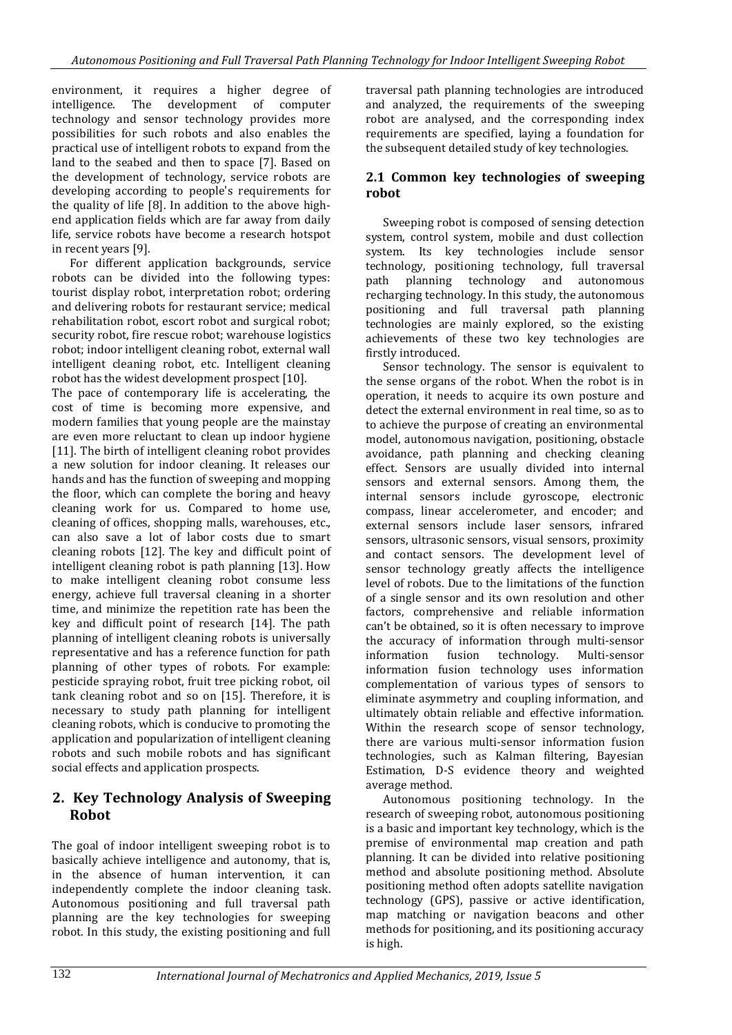environment, it requires a higher degree of intelligence. The development of computer technology and sensor technology provides more possibilities for such robots and also enables the practical use of intelligent robots to expand from the land to the seabed and then to space [7]. Based on the development of technology, service robots are developing according to people's requirements for the quality of life [8]. In addition to the above high-end application fields which are far away from daily life, service robots have become a research hotspot in recent years [9].

For different application backgrounds, service robots can be divided into the following types: tourist display robot, interpretation robot; ordering and delivering robots for restaurant service; medical rehabilitation robot, escort robot and surgical robot; security robot, fire rescue robot; warehouse logistics robot; indoor intelligent cleaning robot, external wall intelligent cleaning robot, etc. Intelligent cleaning robot has the widest development prospect [10].

The pace of contemporary life is accelerating, the cost of time is becoming more expensive, and modern families that young people are the mainstay are even more reluctant to clean up indoor hygiene [11]. The birth of intelligent cleaning robot provides a new solution for indoor cleaning. It releases our hands and has the function of sweeping and mopping the floor, which can complete the boring and heavy cleaning work for us. Compared to home use, cleaning of offices, shopping malls, warehouses, etc., can also save a lot of labor costs due to smart cleaning robots [12]. The key and difficult point of intelligent cleaning robot is path planning [13]. How to make intelligent cleaning robot consume less energy, achieve full traversal cleaning in a shorter time, and minimize the repetition rate has been the key and difficult point of research [14]. The path planning of intelligent cleaning robots is universally representative and has a reference function for path planning of other types of robots. For example: pesticide spraying robot, fruit tree picking robot, oil tank cleaning robot and so on [15]. Therefore, it is necessary to study path planning for intelligent cleaning robots, which is conducive to promoting the application and popularization of intelligent cleaning robots and such mobile robots and has significant social effects and application prospects.

## 2. Key Technology Analysis of Sweeping Robot

The goal of indoor intelligent sweeping robot is to basically achieve intelligence and autonomy, that is, in the absence of human intervention, it can independently complete the indoor cleaning task. Autonomous positioning and full traversal path planning are the key technologies for sweeping robot. In this study, the existing positioning and full traversal path planning technologies are introduced and analyzed, the requirements of the sweeping robot are analysed, and the corresponding index requirements are specified, laying a foundation for the subsequent detailed study of key technologies.

### 2.1 Common key technologies of sweeping robot

Sweeping robot is composed of sensing detection system, control system, mobile and dust collection system. Its key technologies include sensor technology, positioning technology, full traversal path planning technology and autonomous recharging technology. In this study, the autonomous positioning and full traversal path planning technologies are mainly explored, so the existing achievements of these two key technologies are firstly introduced.

Sensor technology. The sensor is equivalent to the sense organs of the robot. When the robot is in operation, it needs to acquire its own posture and detect the external environment in real time, so as to achieve the purpose of creating an environmental model, autonomous navigation, positioning, obstacle avoidance, path planning and checking cleaning effect. Sensors are usually divided into internal sensors and external sensors. Among them, the internal sensors include gyroscope, electronic compass, linear accelerometer, and encoder; and external sensors include laser sensors, infrared sensors, ultrasonic sensors, visual sensors, proximity and contact sensors. The development level of sensor technology greatly affects the intelligence level of robots. Due to the limitations of the function of a single sensor and its own resolution and other factors, comprehensive and reliable information can't be obtained, so it is often necessary to improve the accuracy of information through multi-sensor information fusion technology. Multi-sensor information fusion technology uses information complementation of various types of sensors to eliminate asymmetry and coupling information, and ultimately obtain reliable and effective information. Within the research scope of sensor technology, there are various multi-sensor information fusion technologies, such as Kalman filtering, Bayesian Estimation, D-S evidence theory and weighted average method.

Autonomous positioning technology. In the research of sweeping robot, autonomous positioning is a basic and important key technology, which is the premise of environmental map creation and path planning. It can be divided into relative positioning method and absolute positioning method. Absolute positioning method often adopts satellite navigation technology (GPS), passive or active identification, map matching or navigation beacons and other methods for positioning, and its positioning accuracy is high.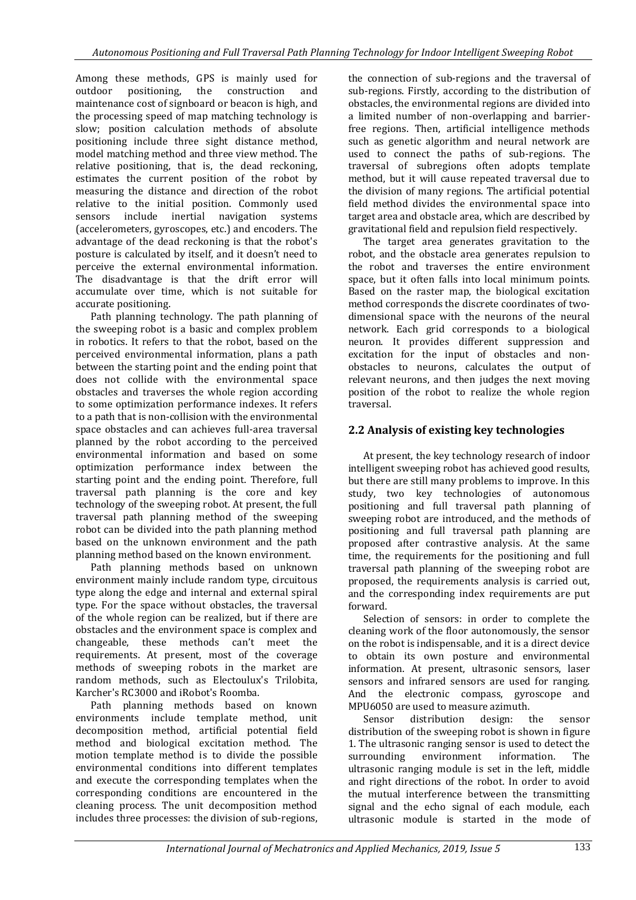Among these methods, GPS is mainly used for outdoor positioning, the construction and maintenance cost of signboard or beacon is high, and the processing speed of map matching technology is slow; position calculation methods of absolute positioning include three sight distance method, model matching method and three view method. The relative positioning, that is, the dead reckoning, estimates the current position of the robot by measuring the distance and direction of the robot relative to the initial position. Commonly used sensors include inertial navigation systems (accelerometers, gyroscopes, etc.) and encoders. The advantage of the dead reckoning is that the robot's posture is calculated by itself, and it doesn't need to perceive the external environmental information. The disadvantage is that the drift error will accumulate over time, which is not suitable for accurate positioning.

Path planning technology. The path planning of the sweeping robot is a basic and complex problem in robotics. It refers to that the robot, based on the perceived environmental information, plans a path between the starting point and the ending point that does not collide with the environmental space obstacles and traverses the whole region according to some optimization performance indexes. It refers to a path that is non-collision with the environmental space obstacles and can achieves full-area traversal planned by the robot according to the perceived environmental information and based on some optimization performance index between the starting point and the ending point. Therefore, full traversal path planning is the core and key technology of the sweeping robot. At present, the full traversal path planning method of the sweeping robot can be divided into the path planning method based on the unknown environment and the path planning method based on the known environment.

Path planning methods based on unknown environment mainly include random type, circuitous type along the edge and internal and external spiral type. For the space without obstacles, the traversal of the whole region can be realized, but if there are obstacles and the environment space is complex and changeable, these methods can't meet the requirements. At present, most of the coverage methods of sweeping robots in the market are random methods, such as Electoulux's Trilobita, Karcher's RC3000 and iRobot's Roomba.

Path planning methods based on known environments include template method, unit decomposition method, artificial potential field method and biological excitation method. The motion template method is to divide the possible environmental conditions into different templates and execute the corresponding templates when the corresponding conditions are encountered in the cleaning process. The unit decomposition method includes three processes: the division of sub-regions, the connection of sub-regions and the traversal of sub-regions. Firstly, according to the distribution of obstacles, the environmental regions are divided into a limited number of non-overlapping and barrier-free regions. Then, artificial intelligence methods such as genetic algorithm and neural network are used to connect the paths of sub-regions. The traversal of subregions often adopts template method, but it will cause repeated traversal due to the division of many regions. The artificial potential field method divides the environmental space into target area and obstacle area, which are described by gravitational field and repulsion field respectively.

The target area generates gravitation to the robot, and the obstacle area generates repulsion to the robot and traverses the entire environment space, but it often falls into local minimum points. Based on the raster map, the biological excitation method corresponds the discrete coordinates of two-dimensional space with the neurons of the neural network. Each grid corresponds to a biological neuron. It provides different suppression and excitation for the input of obstacles and non-obstacles to neurons, calculates the output of relevant neurons, and then judges the next moving position of the robot to realize the whole region traversal.

## 2.2 Analysis of existing key technologies

At present, the key technology research of indoor intelligent sweeping robot has achieved good results, but there are still many problems to improve. In this study, two key technologies of autonomous positioning and full traversal path planning of sweeping robot are introduced, and the methods of positioning and full traversal path planning are proposed after contrastive analysis. At the same time, the requirements for the positioning and full traversal path planning of the sweeping robot are proposed, the requirements analysis is carried out, and the corresponding index requirements are put forward.

Selection of sensors: in order to complete the cleaning work of the floor autonomously, the sensor on the robot is indispensable, and it is a direct device to obtain its own posture and environmental information. At present, ultrasonic sensors, laser sensors and infrared sensors are used for ranging. And the electronic compass, gyroscope and MPU6050 are used to measure azimuth.

Sensor distribution design: the sensor distribution of the sweeping robot is shown in figure 1. The ultrasonic ranging sensor is used to detect the surrounding environment information. The ultrasonic ranging module is set in the left, middle and right directions of the robot. In order to avoid the mutual interference between the transmitting signal and the echo signal of each module, each ultrasonic module is started in the mode of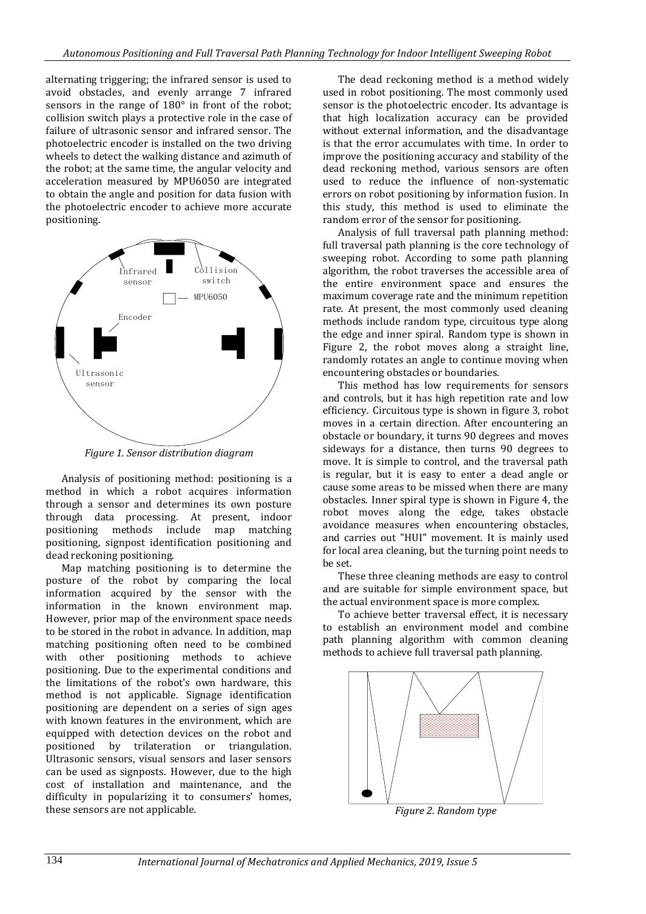alternating triggering; the infrared sensor is used to avoid obstacles, and evenly arrange 7 infrared sensors in the range of 180° in front of the robot; collision switch plays a protective role in the case of failure of ultrasonic sensor and infrared sensor. The photoelectric encoder is installed on the two driving wheels to detect the walking distance and azimuth of the robot; at the same time, the angular velocity and acceleration measured by MPU6050 are integrated to obtain the angle and position for data fusion with the photoelectric encoder to achieve more accurate positioning.

*Figure 1. Sensor distribution diagram*

Analysis of positioning method: positioning is a method in which a robot acquires information through a sensor and determines its own posture through data processing. At present, indoor positioning methods include map matching positioning, signpost identification positioning and dead reckoning positioning.

Map matching positioning is to determine the posture of the robot by comparing the local information acquired by the sensor with the information in the known environment map. However, prior map of the environment space needs to be stored in the robot in advance. In addition, map matching positioning often need to be combined with other positioning methods to achieve positioning. Due to the experimental conditions and the limitations of the robot's own hardware, this method is not applicable. Signage identification positioning are dependent on a series of sign ages with known features in the environment, which are equipped with detection devices on the robot and positioned by trilateration or triangulation. Ultrasonic sensors, visual sensors and laser sensors can be used as signposts. However, due to the high cost of installation and maintenance, and the difficulty in popularizing it to consumers' homes, these sensors are not applicable.

The dead reckoning method is a method widely used in robot positioning. The most commonly used sensor is the photoelectric encoder. Its advantage is that high localization accuracy can be provided without external information, and the disadvantage is that the error accumulates with time. In order to improve the positioning accuracy and stability of the dead reckoning method, various sensors are often used to reduce the influence of non-systematic errors on robot positioning by information fusion. In this study, this method is used to eliminate the random error of the sensor for positioning.

Analysis of full traversal path planning method: full traversal path planning is the core technology of sweeping robot. According to some path planning algorithm, the robot traverses the accessible area of the entire environment space and ensures the maximum coverage rate and the minimum repetition rate. At present, the most commonly used cleaning methods include random type, circuitous type along the edge and inner spiral. Random type is shown in Figure 2, the robot moves along a straight line, randomly rotates an angle to continue moving when encountering obstacles or boundaries.

This method has low requirements for sensors and controls, but it has high repetition rate and low efficiency. Circuitous type is shown in figure 3, robot moves in a certain direction. After encountering an obstacle or boundary, it turns 90 degrees and moves sideways for a distance, then turns 90 degrees to move. It is simple to control, and the traversal path is regular, but it is easy to enter a dead angle or cause some areas to be missed when there are many obstacles. Inner spiral type is shown in Figure 4, the robot moves along the edge, takes obstacle avoidance measures when encountering obstacles, and carries out "HUI" movement. It is mainly used for local area cleaning, but the turning point needs to be set.

These three cleaning methods are easy to control and are suitable for simple environment space, but the actual environment space is more complex.

To achieve better traversal effect, it is necessary to establish an environment model and combine path planning algorithm with common cleaning methods to achieve full traversal path planning.

*Figure 2. Random type*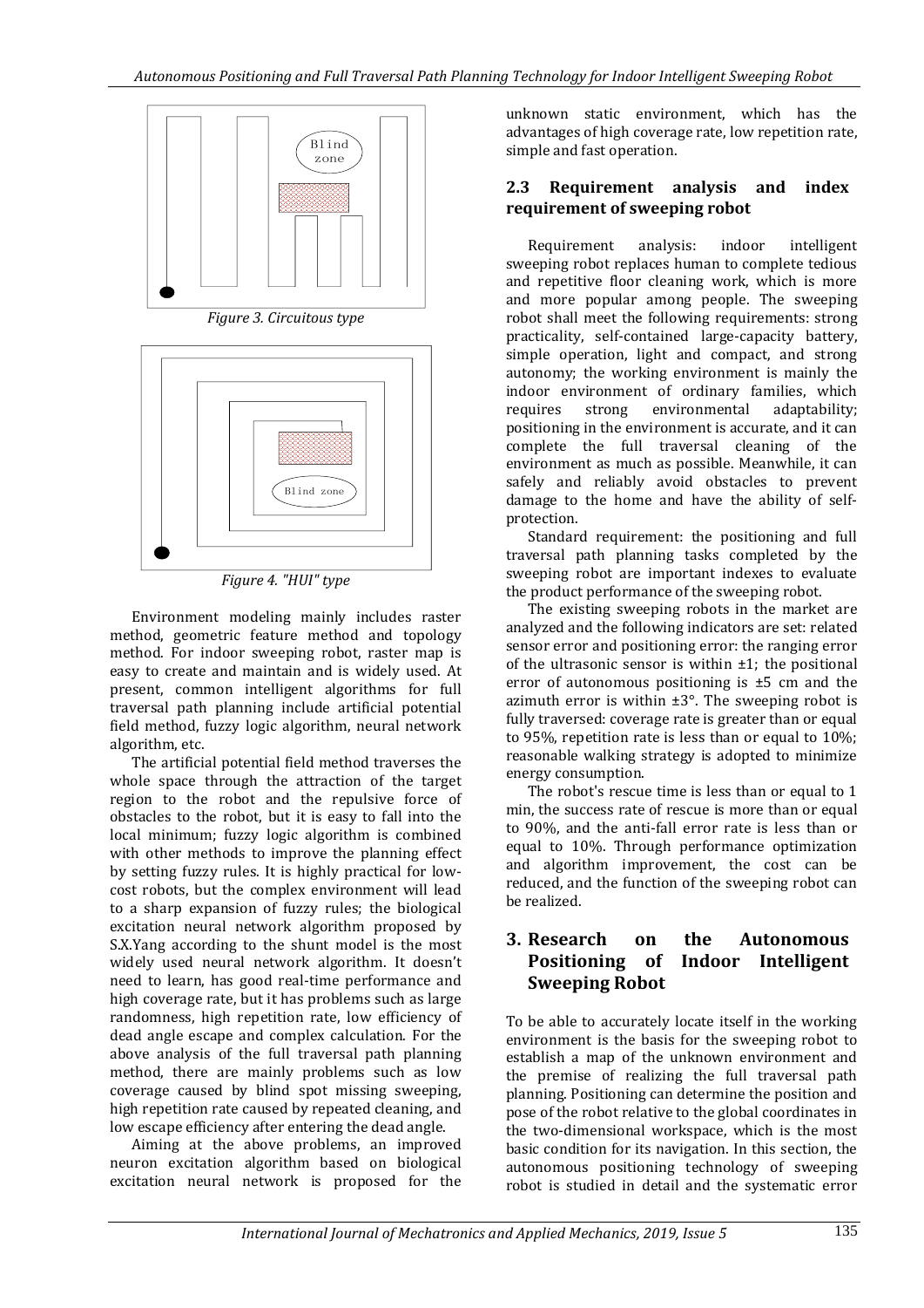Figure 3. Circuitous type

Figure 4. "HUI" type

Environment modeling mainly includes raster method, geometric feature method and topology method. For indoor sweeping robot, raster map is easy to create and maintain and is widely used. At present, common intelligent algorithms for full traversal path planning include artificial potential field method, fuzzy logic algorithm, neural network algorithm, etc.

The artificial potential field method traverses the whole space through the attraction of the target region to the robot and the repulsive force of obstacles to the robot, but it is easy to fall into the local minimum; fuzzy logic algorithm is combined with other methods to improve the planning effect by setting fuzzy rules. It is highly practical for low-cost robots, but the complex environment will lead to a sharp expansion of fuzzy rules; the biological excitation neural network algorithm proposed by S.X.Yang according to the shunt model is the most widely used neural network algorithm. It doesn't need to learn, has good real-time performance and high coverage rate, but it has problems such as large randomness, high repetition rate, low efficiency of dead angle escape and complex calculation. For the above analysis of the full traversal path planning method, there are mainly problems such as low coverage caused by blind spot missing sweeping, high repetition rate caused by repeated cleaning, and low escape efficiency after entering the dead angle.

Aiming at the above problems, an improved neuron excitation algorithm based on biological excitation neural network is proposed for the unknown static environment, which has the advantages of high coverage rate, low repetition rate, simple and fast operation.

### 2.3 Requirement analysis and index requirement of sweeping robot

Requirement analysis: indoor intelligent sweeping robot replaces human to complete tedious and repetitive floor cleaning work, which is more and more popular among people. The sweeping robot shall meet the following requirements: strong practicality, self-contained large-capacity battery, simple operation, light and compact, and strong autonomy; the working environment is mainly the indoor environment of ordinary families, which requires strong environmental adaptability; positioning in the environment is accurate, and it can complete the full traversal cleaning of the environment as much as possible. Meanwhile, it can safely and reliably avoid obstacles to prevent damage to the home and have the ability of self-protection.

Standard requirement: the positioning and full traversal path planning tasks completed by the sweeping robot are important indexes to evaluate the product performance of the sweeping robot.

The existing sweeping robots in the market are analyzed and the following indicators are set: related sensor error and positioning error: the ranging error of the ultrasonic sensor is within ±1; the positional error of autonomous positioning is ±5 cm and the azimuth error is within ±3°. The sweeping robot is fully traversed: coverage rate is greater than or equal to 95%, repetition rate is less than or equal to 10%; reasonable walking strategy is adopted to minimize energy consumption.

The robot's rescue time is less than or equal to 1 min, the success rate of rescue is more than or equal to 90%, and the anti-fall error rate is less than or equal to 10%. Through performance optimization and algorithm improvement, the cost can be reduced, and the function of the sweeping robot can be realized.

## 3. Research on the Autonomous Positioning of Indoor Intelligent Sweeping Robot

To be able to accurately locate itself in the working environment is the basis for the sweeping robot to establish a map of the unknown environment and the premise of realizing the full traversal path planning. Positioning can determine the position and pose of the robot relative to the global coordinates in the two-dimensional workspace, which is the most basic condition for its navigation. In this section, the autonomous positioning technology of sweeping robot is studied in detail and the systematic error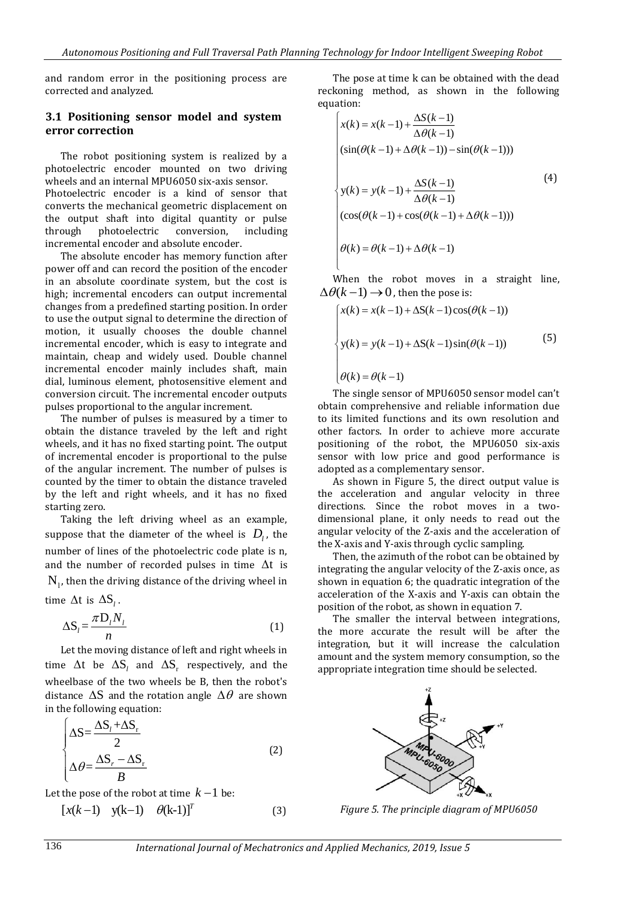and random error in the positioning process are corrected and analyzed.

### 3.1 Positioning sensor model and system error correction

The robot positioning system is realized by a photoelectric encoder mounted on two driving wheels and an internal MPU6050 six-axis sensor. Photoelectric encoder is a kind of sensor that converts the mechanical geometric displacement on the output shaft into digital quantity or pulse through photoelectric conversion, including incremental encoder and absolute encoder.

The absolute encoder has memory function after power off and can record the position of the encoder in an absolute coordinate system, but the cost is high; incremental encoders can output incremental changes from a predefined starting position. In order to use the output signal to determine the direction of motion, it usually chooses the double channel incremental encoder, which is easy to integrate and maintain, cheap and widely used. Double channel incremental encoder mainly includes shaft, main dial, luminous element, photosensitive element and conversion circuit. The incremental encoder outputs pulses proportional to the angular increment.

The number of pulses is measured by a timer to obtain the distance traveled by the left and right wheels, and it has no fixed starting point. The output of incremental encoder is proportional to the pulse of the angular increment. The number of pulses is counted by the timer to obtain the distance traveled by the left and right wheels, and it has no fixed starting zero.

Taking the left driving wheel as an example, suppose that the diameter of the wheel is $D_l$, the number of lines of the photoelectric code plate is n, and the number of recorded pulses in time $\Delta t$ is $N_l$, then the driving distance of the driving wheel in time $\Delta t$ is $\Delta S_l$.

$$\Delta S_l = \frac{\pi D_l N_l}{n} \tag{1}$$

Let the moving distance of left and right wheels in time $\Delta t$ be $\Delta S_l$ and $\Delta S_r$ respectively, and the wheelbase of the two wheels be B, then the robot's distance $\Delta S$ and the rotation angle $\Delta\theta$ are shown in the following equation:

$$\begin{cases} \Delta S = \dfrac{\Delta S_l + \Delta S_r}{2} \\ \Delta\theta = \dfrac{\Delta S_r - \Delta S_r}{B} \end{cases} \tag{2}$$

Let the pose of the robot at time $k-1$ be:

$$[x(k-1) \quad y(k-1) \quad \theta(k-1)]^T \tag{3}$$

The pose at time k can be obtained with the dead reckoning method, as shown in the following equation:

$$\begin{cases} x(k) = x(k-1) + \dfrac{\Delta S(k-1)}{\Delta\theta(k-1)} \\ (\sin(\theta(k-1) + \Delta\theta(k-1)) - \sin(\theta(k-1))) \\ y(k) = y(k-1) + \dfrac{\Delta S(k-1)}{\Delta\theta(k-1)} \\ (\cos(\theta(k-1) + \cos(\theta(k-1) + \Delta\theta(k-1))) \\ \theta(k) = \theta(k-1) + \Delta\theta(k-1) \end{cases} \tag{4}$$

When the robot moves in a straight line, $\Delta\theta(k-1) \to 0$, then the pose is:

$$\begin{cases} x(k) = x(k-1) + \Delta S(k-1)\cos(\theta(k-1)) \\ y(k) = y(k-1) + \Delta S(k-1)\sin(\theta(k-1)) \\ \theta(k) = \theta(k-1) \end{cases} \tag{5}$$

The single sensor of MPU6050 sensor model can't obtain comprehensive and reliable information due to its limited functions and its own resolution and other factors. In order to achieve more accurate positioning of the robot, the MPU6050 six-axis sensor with low price and good performance is adopted as a complementary sensor.

As shown in Figure 5, the direct output value is the acceleration and angular velocity in three directions. Since the robot moves in a two-dimensional plane, it only needs to read out the angular velocity of the Z-axis and the acceleration of the X-axis and Y-axis through cyclic sampling.

Then, the azimuth of the robot can be obtained by integrating the angular velocity of the Z-axis once, as shown in equation 6; the quadratic integration of the acceleration of the X-axis and Y-axis can obtain the position of the robot, as shown in equation 7.

The smaller the interval between integrations, the more accurate the result will be after the integration, but it will increase the calculation amount and the system memory consumption, so the appropriate integration time should be selected.

*Figure 5. The principle diagram of MPU6050*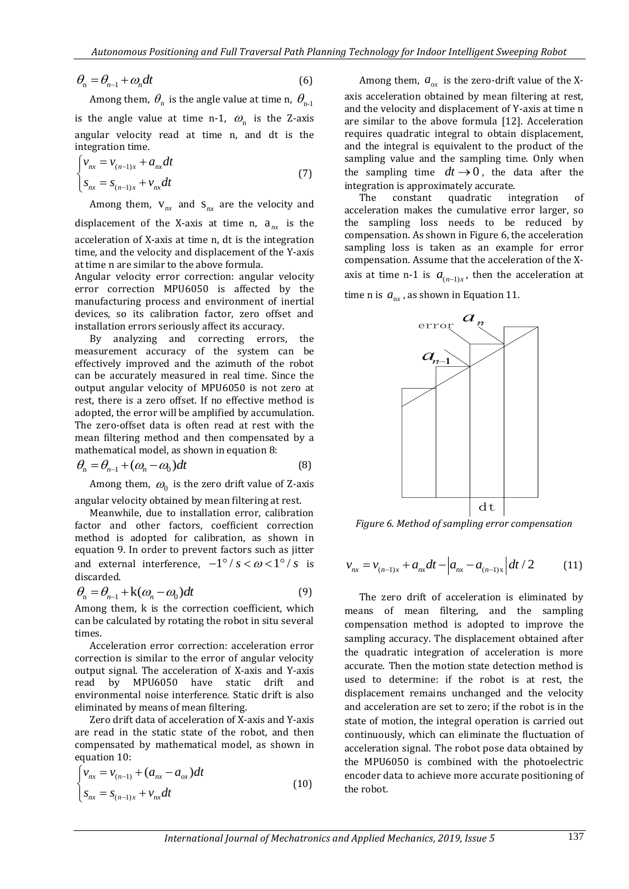$$\theta_n = \theta_{n-1} + \omega_n dt \tag{6}$$

Among them, $\theta_n$ is the angle value at time n, $\theta_{n-1}$ is the angle value at time n-1, $\omega_n$ is the Z-axis angular velocity read at time n, and dt is the integration time.

$$\begin{cases} v_{nx} = v_{(n-1)x} + a_{nx} dt \\ s_{nx} = s_{(n-1)x} + v_{nx} dt \end{cases} \tag{7}$$

Among them, $v_{nx}$ and $s_{nx}$ are the velocity and displacement of the X-axis at time n, $a_{nx}$ is the acceleration of X-axis at time n, dt is the integration time, and the velocity and displacement of the Y-axis at time n are similar to the above formula.

Angular velocity error correction: angular velocity error correction MPU6050 is affected by the manufacturing process and environment of inertial devices, so its calibration factor, zero offset and installation errors seriously affect its accuracy.

By analyzing and correcting errors, the measurement accuracy of the system can be effectively improved and the azimuth of the robot can be accurately measured in real time. Since the output angular velocity of MPU6050 is not zero at rest, there is a zero offset. If no effective method is adopted, the error will be amplified by accumulation. The zero-offset data is often read at rest with the mean filtering method and then compensated by a mathematical model, as shown in equation 8:

$$\theta_n = \theta_{n-1} + (\omega_n - \omega_0) dt \tag{8}$$

Among them, $\omega_0$ is the zero drift value of Z-axis angular velocity obtained by mean filtering at rest.

Meanwhile, due to installation error, calibration factor and other factors, coefficient correction method is adopted for calibration, as shown in equation 9. In order to prevent factors such as jitter and external interference, $-1^\circ/s < \omega < 1^\circ/s$ is discarded.

$$\theta_n = \theta_{n-1} + k(\omega_n - \omega_0) dt \tag{9}$$

Among them, k is the correction coefficient, which can be calculated by rotating the robot in situ several times.

Acceleration error correction: acceleration error correction is similar to the error of angular velocity output signal. The acceleration of X-axis and Y-axis read by MPU6050 have static drift and environmental noise interference. Static drift is also eliminated by means of mean filtering.

Zero drift data of acceleration of X-axis and Y-axis are read in the static state of the robot, and then compensated by mathematical model, as shown in equation 10:

$$\begin{cases} v_{nx} = v_{(n-1)} + (a_{nx} - a_{ox}) dt \\ s_{nx} = s_{(n-1)x} + v_{nx} dt \end{cases} \tag{10}$$

Among them, $a_{ox}$ is the zero-drift value of the X-axis acceleration obtained by mean filtering at rest, and the velocity and displacement of Y-axis at time n are similar to the above formula [12]. Acceleration requires quadratic integral to obtain displacement, and the integral is equivalent to the product of the sampling value and the sampling time. Only when the sampling time $dt \to 0$, the data after the integration is approximately accurate.

The constant quadratic integration of acceleration makes the cumulative error larger, so the sampling loss needs to be reduced by compensation. As shown in Figure 6, the acceleration sampling loss is taken as an example for error compensation. Assume that the acceleration of the X-axis at time n-1 is $a_{(n-1)x}$, then the acceleration at time n is $a_{nx}$, as shown in Equation 11.

*Figure 6. Method of sampling error compensation*

$$v_{nx} = v_{(n-1)x} + a_{nx} dt - \left| a_{nx} - a_{(n-1)x} \right| dt / 2 \tag{11}$$

The zero drift of acceleration is eliminated by means of mean filtering, and the sampling compensation method is adopted to improve the sampling accuracy. The displacement obtained after the quadratic integration of acceleration is more accurate. Then the motion state detection method is used to determine: if the robot is at rest, the displacement remains unchanged and the velocity and acceleration are set to zero; if the robot is in the state of motion, the integral operation is carried out continuously, which can eliminate the fluctuation of acceleration signal. The robot pose data obtained by the MPU6050 is combined with the photoelectric encoder data to achieve more accurate positioning of the robot.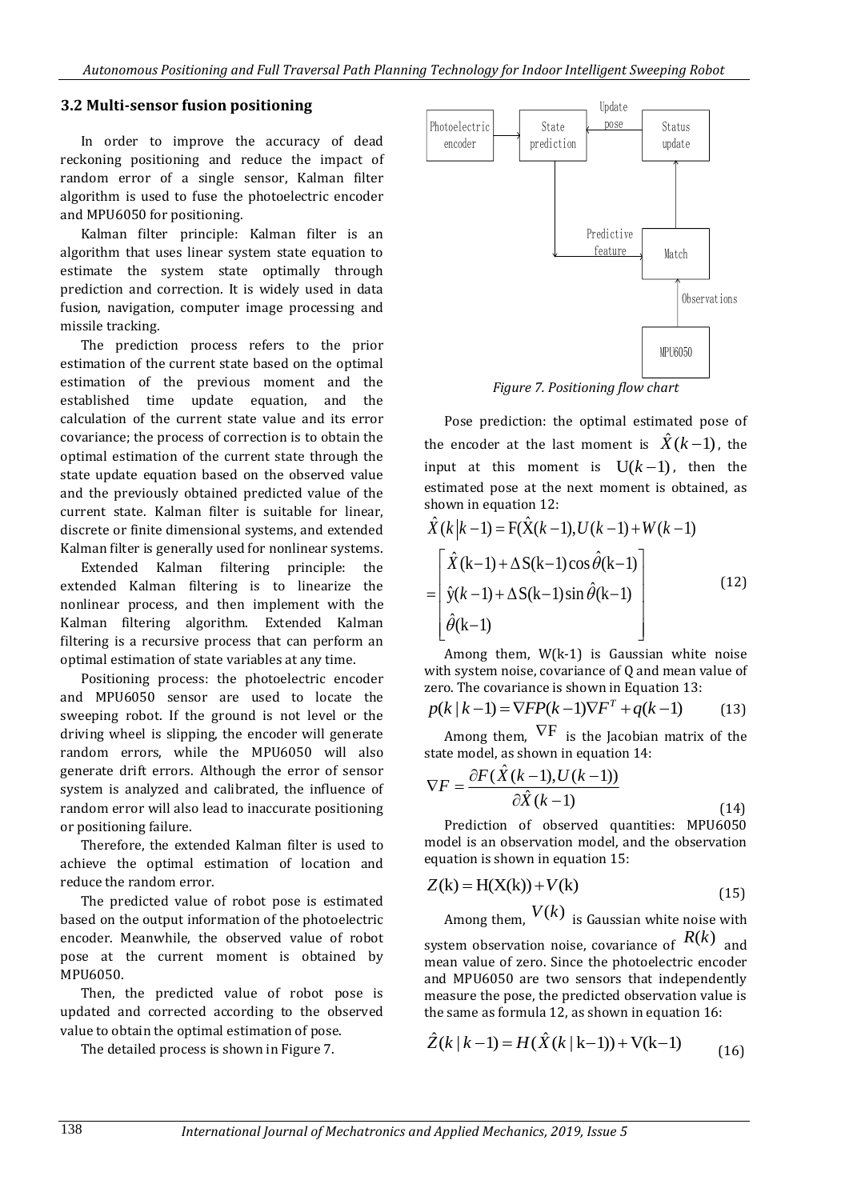### 3.2 Multi-sensor fusion positioning

In order to improve the accuracy of dead reckoning positioning and reduce the impact of random error of a single sensor, Kalman filter algorithm is used to fuse the photoelectric encoder and MPU6050 for positioning.

Kalman filter principle: Kalman filter is an algorithm that uses linear system state equation to estimate the system state optimally through prediction and correction. It is widely used in data fusion, navigation, computer image processing and missile tracking.

The prediction process refers to the prior estimation of the current state based on the optimal estimation of the previous moment and the established time update equation, and the calculation of the current state value and its error covariance; the process of correction is to obtain the optimal estimation of the current state through the state update equation based on the observed value and the previously obtained predicted value of the current state. Kalman filter is suitable for linear, discrete or finite dimensional systems, and extended Kalman filter is generally used for nonlinear systems.

Extended Kalman filtering principle: the extended Kalman filtering is to linearize the nonlinear process, and then implement with the Kalman filtering algorithm. Extended Kalman filtering is a recursive process that can perform an optimal estimation of state variables at any time.

Positioning process: the photoelectric encoder and MPU6050 sensor are used to locate the sweeping robot. If the ground is not level or the driving wheel is slipping, the encoder will generate random errors, while the MPU6050 will also generate drift errors. Although the error of sensor system is analyzed and calibrated, the influence of random error will also lead to inaccurate positioning or positioning failure.

Therefore, the extended Kalman filter is used to achieve the optimal estimation of location and reduce the random error.

The predicted value of robot pose is estimated based on the output information of the photoelectric encoder. Meanwhile, the observed value of robot pose at the current moment is obtained by MPU6050.

Then, the predicted value of robot pose is updated and corrected according to the observed value to obtain the optimal estimation of pose.

The detailed process is shown in Figure 7.

Photoelectric encoder → State prediction ← Update pose — Status update; State prediction → Predictive feature → Match ← Observations ← MPU6050; Match → Status update

*Figure 7. Positioning flow chart*

Pose prediction: the optimal estimated pose of the encoder at the last moment is $\hat{X}(k-1)$, the input at this moment is $U(k-1)$, then the estimated pose at the next moment is obtained, as shown in equation 12:

$$\hat{X}(k|k-1) = F(\hat{X}(k-1), U(k-1) + W(k-1)$$
$$= \begin{bmatrix} \hat{X}(k-1) + \Delta S(k-1)\cos\hat{\theta}(k-1) \\ \hat{y}(k-1) + \Delta S(k-1)\sin\hat{\theta}(k-1) \\ \hat{\theta}(k-1) \end{bmatrix} \tag{12}$$

Among them, W(k-1) is Gaussian white noise with system noise, covariance of Q and mean value of zero. The covariance is shown in Equation 13:

$$p(k|k-1) = \nabla F P(k-1) \nabla F^T + q(k-1) \tag{13}$$

Among them, $\nabla F$ is the Jacobian matrix of the state model, as shown in equation 14:

$$\nabla F = \frac{\partial F(\hat{X}(k-1), U(k-1))}{\partial \hat{X}(k-1)} \tag{14}$$

Prediction of observed quantities: MPU6050 model is an observation model, and the observation equation is shown in equation 15:

$$Z(k) = H(X(k)) + V(k) \tag{15}$$

Among them, $V(k)$ is Gaussian white noise with system observation noise, covariance of $R(k)$ and mean value of zero. Since the photoelectric encoder and MPU6050 are two sensors that independently measure the pose, the predicted observation value is the same as formula 12, as shown in equation 16:

$$\hat{Z}(k|k-1) = H(\hat{X}(k|k-1)) + V(k-1) \tag{16}$$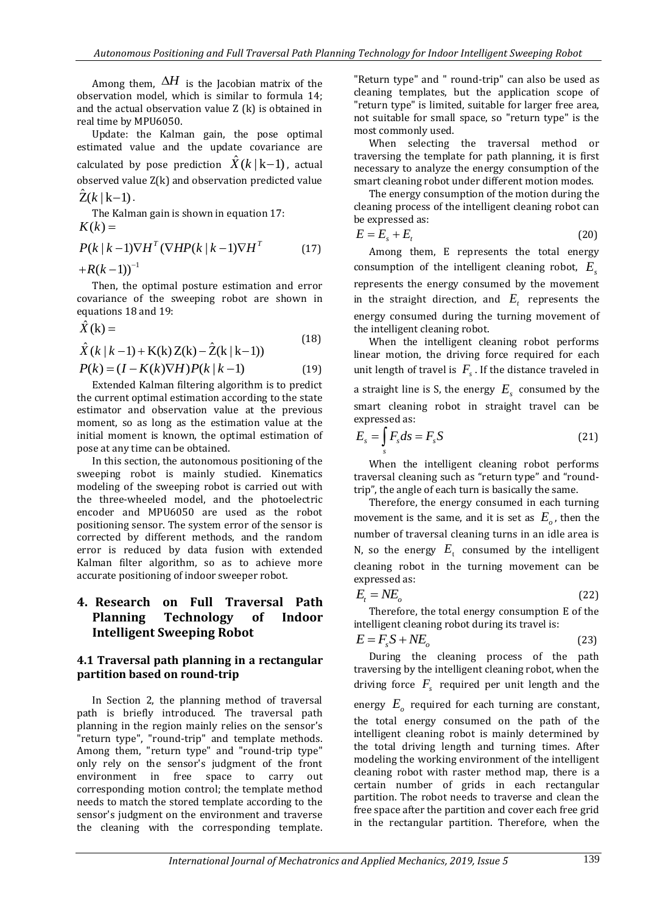Among them, $\Delta H$ is the Jacobian matrix of the observation model, which is similar to formula 14; and the actual observation value Z (k) is obtained in real time by MPU6050.

Update: the Kalman gain, the pose optimal estimated value and the update covariance are calculated by pose prediction $\hat{X}(k|k-1)$, actual observed value Z(k) and observation predicted value $\hat{Z}(k|k-1)$.

The Kalman gain is shown in equation 17:

$$K(k) = P(k|k-1)\nabla H^T(\nabla HP(k|k-1)\nabla H^T + R(k-1))^{-1} \tag{17}$$

Then, the optimal posture estimation and error covariance of the sweeping robot are shown in equations 18 and 19:

$$\hat{X}(k) = \hat{X}(k|k-1) + K(k)(Z(k) - \hat{Z}(k|k-1)) \tag{18}$$

$$P(k) = (I - K(k)\nabla H)P(k|k-1) \tag{19}$$

Extended Kalman filtering algorithm is to predict the current optimal estimation according to the state estimator and observation value at the previous moment, so as long as the estimation value at the initial moment is known, the optimal estimation of pose at any time can be obtained.

In this section, the autonomous positioning of the sweeping robot is mainly studied. Kinematics modeling of the sweeping robot is carried out with the three-wheeled model, and the photoelectric encoder and MPU6050 are used as the robot positioning sensor. The system error of the sensor is corrected by different methods, and the random error is reduced by data fusion with extended Kalman filter algorithm, so as to achieve more accurate positioning of indoor sweeper robot.

## 4. Research on Full Traversal Path Planning Technology of Indoor Intelligent Sweeping Robot

### 4.1 Traversal path planning in a rectangular partition based on round-trip

In Section 2, the planning method of traversal path is briefly introduced. The traversal path planning in the region mainly relies on the sensor's "return type", "round-trip" and template methods. Among them, "return type" and "round-trip type" only rely on the sensor's judgment of the front environment in free space to carry out corresponding motion control; the template method needs to match the stored template according to the sensor's judgment on the environment and traverse the cleaning with the corresponding template. "Return type" and " round-trip" can also be used as cleaning templates, but the application scope of "return type" is limited, suitable for larger free area, not suitable for small space, so "return type" is the most commonly used.

When selecting the traversal method or traversing the template for path planning, it is first necessary to analyze the energy consumption of the smart cleaning robot under different motion modes.

The energy consumption of the motion during the cleaning process of the intelligent cleaning robot can be expressed as:

$$E = E_s + E_t \tag{20}$$

Among them, E represents the total energy consumption of the intelligent cleaning robot, $E_s$ represents the energy consumed by the movement in the straight direction, and $E_t$ represents the energy consumed during the turning movement of the intelligent cleaning robot.

When the intelligent cleaning robot performs linear motion, the driving force required for each unit length of travel is $F_s$. If the distance traveled in a straight line is S, the energy $E_s$ consumed by the smart cleaning robot in straight travel can be expressed as:

$$E_s = \int_s F_s ds = F_s S \tag{21}$$

When the intelligent cleaning robot performs traversal cleaning such as "return type" and "round-trip", the angle of each turn is basically the same.

Therefore, the energy consumed in each turning movement is the same, and it is set as $E_o$, then the number of traversal cleaning turns in an idle area is N, so the energy $E_t$ consumed by the intelligent cleaning robot in the turning movement can be expressed as:

$$E_t = NE_o \tag{22}$$

Therefore, the total energy consumption E of the intelligent cleaning robot during its travel is:

$$E = F_s S + NE_o \tag{23}$$

During the cleaning process of the path traversing by the intelligent cleaning robot, when the driving force $F_s$ required per unit length and the energy $E_o$ required for each turning are constant, the total energy consumed on the path of the intelligent cleaning robot is mainly determined by the total driving length and turning times. After modeling the working environment of the intelligent cleaning robot with raster method map, there is a certain number of grids in each rectangular partition. The robot needs to traverse and clean the free space after the partition and cover each free grid in the rectangular partition. Therefore, when the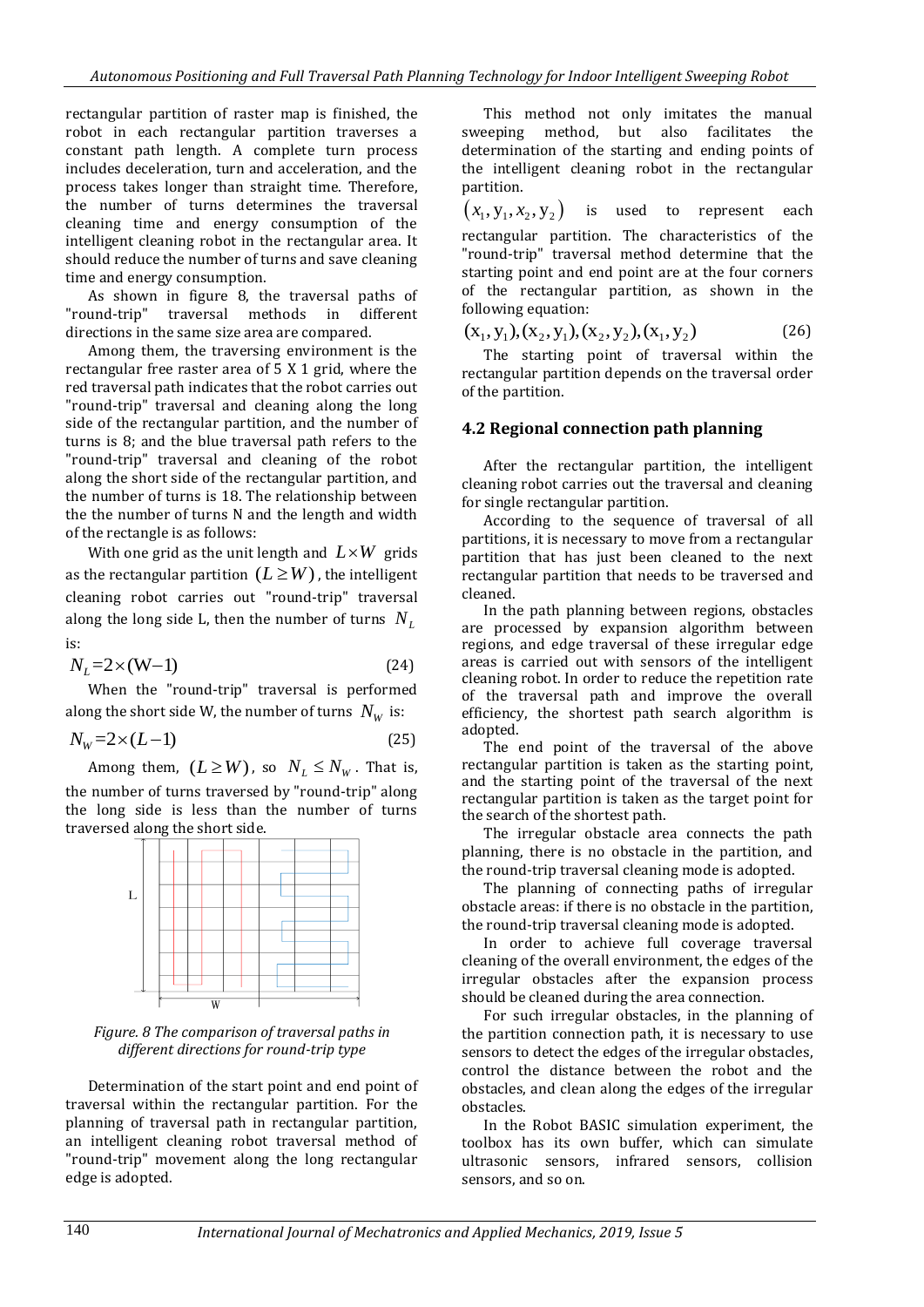rectangular partition of raster map is finished, the robot in each rectangular partition traverses a constant path length. A complete turn process includes deceleration, turn and acceleration, and the process takes longer than straight time. Therefore, the number of turns determines the traversal cleaning time and energy consumption of the intelligent cleaning robot in the rectangular area. It should reduce the number of turns and save cleaning time and energy consumption.

As shown in figure 8, the traversal paths of "round-trip" traversal methods in different directions in the same size area are compared.

Among them, the traversing environment is the rectangular free raster area of 5 X 1 grid, where the red traversal path indicates that the robot carries out "round-trip" traversal and cleaning along the long side of the rectangular partition, and the number of turns is 8; and the blue traversal path refers to the "round-trip" traversal and cleaning of the robot along the short side of the rectangular partition, and the number of turns is 18. The relationship between the the number of turns N and the length and width of the rectangle is as follows:

With one grid as the unit length and $L \times W$ grids as the rectangular partition $(L \geq W)$, the intelligent cleaning robot carries out "round-trip" traversal along the long side L, then the number of turns $N_L$ is:

$$N_L = 2 \times (W-1) \tag{24}$$

When the "round-trip" traversal is performed along the short side W, the number of turns $N_W$ is:

$$N_W = 2 \times (L-1) \tag{25}$$

Among them, $(L \geq W)$, so $N_L \leq N_W$. That is, the number of turns traversed by "round-trip" along the long side is less than the number of turns traversed along the short side.

*Figure. 8 The comparison of traversal paths in different directions for round-trip type*

Determination of the start point and end point of traversal within the rectangular partition. For the planning of traversal path in rectangular partition, an intelligent cleaning robot traversal method of "round-trip" movement along the long rectangular edge is adopted.

This method not only imitates the manual sweeping method, but also facilitates the determination of the starting and ending points of the intelligent cleaning robot in the rectangular partition.

$(x_1, y_1, x_2, y_2)$ is used to represent each rectangular partition. The characteristics of the "round-trip" traversal method determine that the starting point and end point are at the four corners of the rectangular partition, as shown in the following equation:

$$(x_1, y_1), (x_2, y_1), (x_2, y_2), (x_1, y_2) \tag{26}$$

The starting point of traversal within the rectangular partition depends on the traversal order of the partition.

## 4.2 Regional connection path planning

After the rectangular partition, the intelligent cleaning robot carries out the traversal and cleaning for single rectangular partition.

According to the sequence of traversal of all partitions, it is necessary to move from a rectangular partition that has just been cleaned to the next rectangular partition that needs to be traversed and cleaned.

In the path planning between regions, obstacles are processed by expansion algorithm between regions, and edge traversal of these irregular edge areas is carried out with sensors of the intelligent cleaning robot. In order to reduce the repetition rate of the traversal path and improve the overall efficiency, the shortest path search algorithm is adopted.

The end point of the traversal of the above rectangular partition is taken as the starting point, and the starting point of the traversal of the next rectangular partition is taken as the target point for the search of the shortest path.

The irregular obstacle area connects the path planning, there is no obstacle in the partition, and the round-trip traversal cleaning mode is adopted.

The planning of connecting paths of irregular obstacle areas: if there is no obstacle in the partition, the round-trip traversal cleaning mode is adopted.

In order to achieve full coverage traversal cleaning of the overall environment, the edges of the irregular obstacles after the expansion process should be cleaned during the area connection.

For such irregular obstacles, in the planning of the partition connection path, it is necessary to use sensors to detect the edges of the irregular obstacles, control the distance between the robot and the obstacles, and clean along the edges of the irregular obstacles.

In the Robot BASIC simulation experiment, the toolbox has its own buffer, which can simulate ultrasonic sensors, infrared sensors, collision sensors, and so on.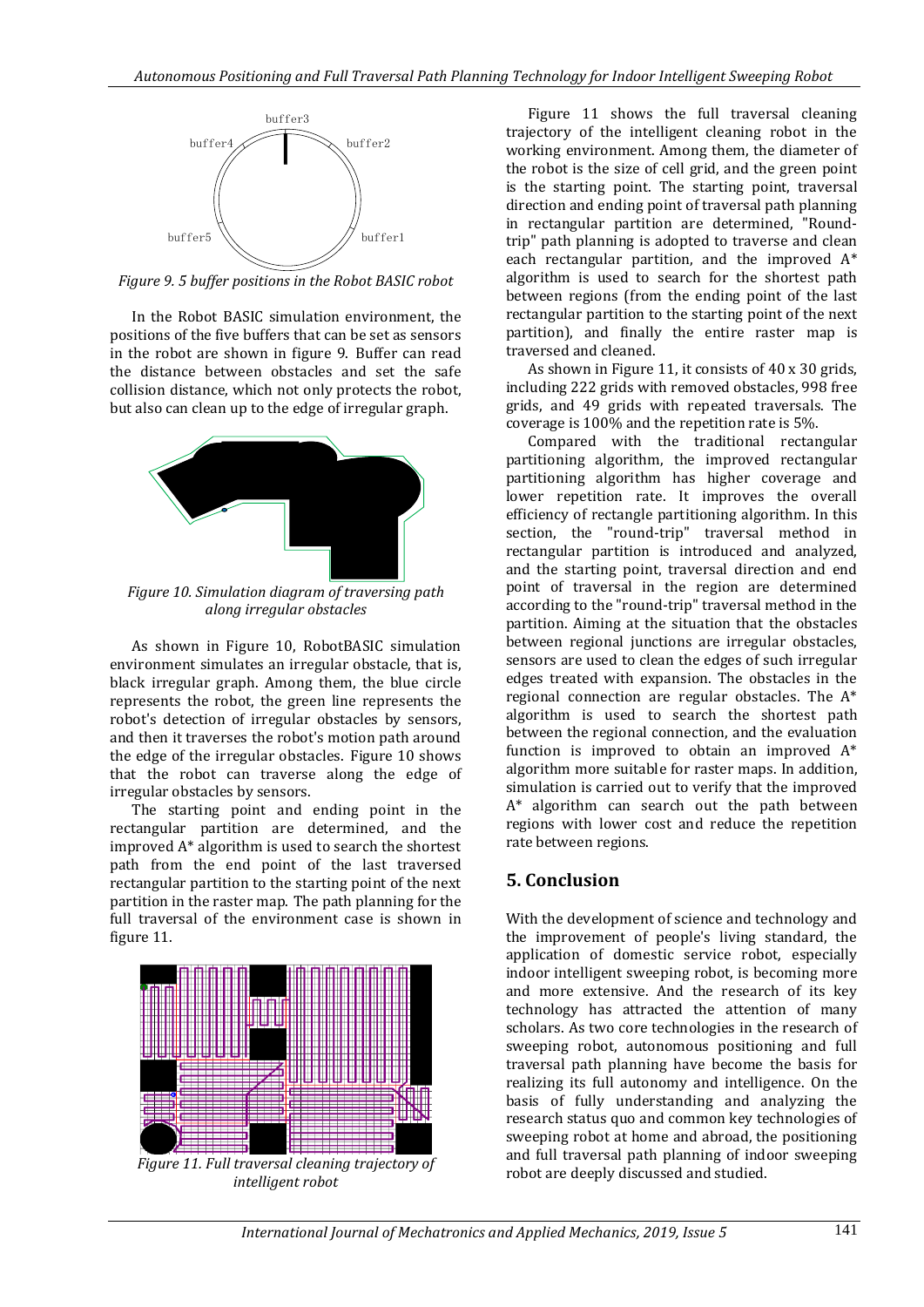buffer3

buffer4 buffer2

buffer5 buffer1

*Figure 9. 5 buffer positions in the Robot BASIC robot*

In the Robot BASIC simulation environment, the positions of the five buffers that can be set as sensors in the robot are shown in figure 9. Buffer can read the distance between obstacles and set the safe collision distance, which not only protects the robot, but also can clean up to the edge of irregular graph.

*Figure 10. Simulation diagram of traversing path along irregular obstacles*

As shown in Figure 10, RobotBASIC simulation environment simulates an irregular obstacle, that is, black irregular graph. Among them, the blue circle represents the robot, the green line represents the robot's detection of irregular obstacles by sensors, and then it traverses the robot's motion path around the edge of the irregular obstacles. Figure 10 shows that the robot can traverse along the edge of irregular obstacles by sensors.

The starting point and ending point in the rectangular partition are determined, and the improved A* algorithm is used to search the shortest path from the end point of the last traversed rectangular partition to the starting point of the next partition in the raster map. The path planning for the full traversal of the environment case is shown in figure 11.

*Figure 11. Full traversal cleaning trajectory of intelligent robot*

Figure 11 shows the full traversal cleaning trajectory of the intelligent cleaning robot in the working environment. Among them, the diameter of the robot is the size of cell grid, and the green point is the starting point. The starting point, traversal direction and ending point of traversal path planning in rectangular partition are determined, "Round-trip" path planning is adopted to traverse and clean each rectangular partition, and the improved A* algorithm is used to search for the shortest path between regions (from the ending point of the last rectangular partition to the starting point of the next partition), and finally the entire raster map is traversed and cleaned.

As shown in Figure 11, it consists of 40 x 30 grids, including 222 grids with removed obstacles, 998 free grids, and 49 grids with repeated traversals. The coverage is 100% and the repetition rate is 5%.

Compared with the traditional rectangular partitioning algorithm, the improved rectangular partitioning algorithm has higher coverage and lower repetition rate. It improves the overall efficiency of rectangle partitioning algorithm. In this section, the "round-trip" traversal method in rectangular partition is introduced and analyzed, and the starting point, traversal direction and end point of traversal in the region are determined according to the "round-trip" traversal method in the partition. Aiming at the situation that the obstacles between regional junctions are irregular obstacles, sensors are used to clean the edges of such irregular edges treated with expansion. The obstacles in the regional connection are regular obstacles. The A* algorithm is used to search the shortest path between the regional connection, and the evaluation function is improved to obtain an improved A* algorithm more suitable for raster maps. In addition, simulation is carried out to verify that the improved A* algorithm can search out the path between regions with lower cost and reduce the repetition rate between regions.

## 5. Conclusion

With the development of science and technology and the improvement of people's living standard, the application of domestic service robot, especially indoor intelligent sweeping robot, is becoming more and more extensive. And the research of its key technology has attracted the attention of many scholars. As two core technologies in the research of sweeping robot, autonomous positioning and full traversal path planning have become the basis for realizing its full autonomy and intelligence. On the basis of fully understanding and analyzing the research status quo and common key technologies of sweeping robot at home and abroad, the positioning and full traversal path planning of indoor sweeping robot are deeply discussed and studied.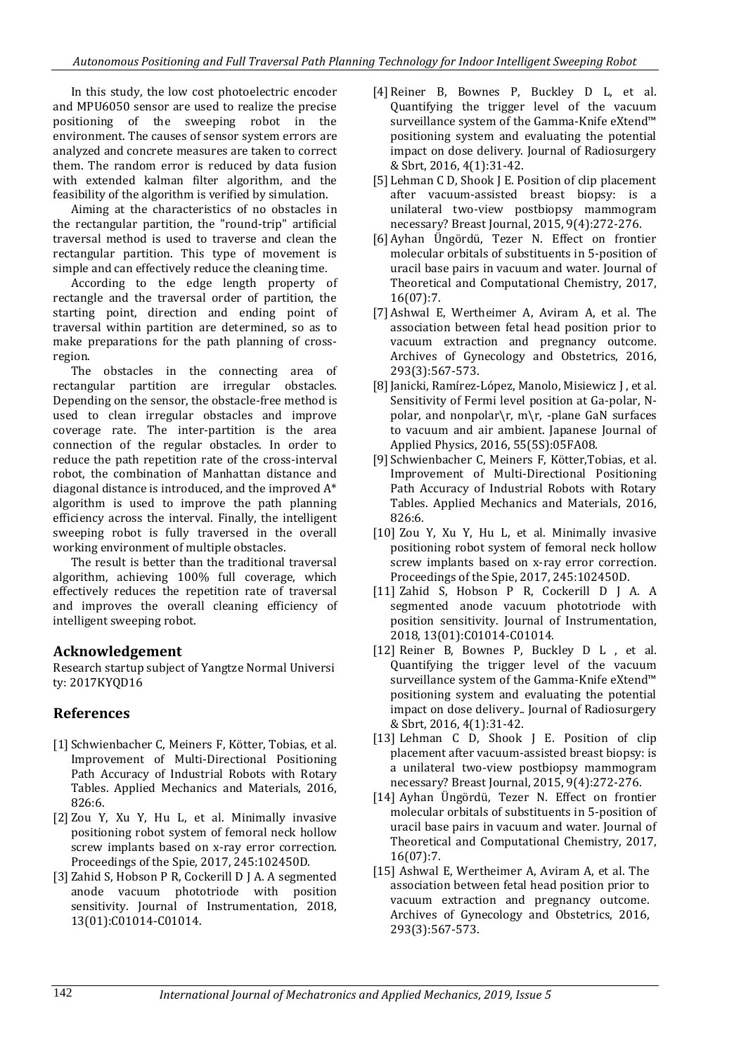In this study, the low cost photoelectric encoder and MPU6050 sensor are used to realize the precise positioning of the sweeping robot in the environment. The causes of sensor system errors are analyzed and concrete measures are taken to correct them. The random error is reduced by data fusion with extended kalman filter algorithm, and the feasibility of the algorithm is verified by simulation.

Aiming at the characteristics of no obstacles in the rectangular partition, the "round-trip" artificial traversal method is used to traverse and clean the rectangular partition. This type of movement is simple and can effectively reduce the cleaning time.

According to the edge length property of rectangle and the traversal order of partition, the starting point, direction and ending point of traversal within partition are determined, so as to make preparations for the path planning of cross-region.

The obstacles in the connecting area of rectangular partition are irregular obstacles. Depending on the sensor, the obstacle-free method is used to clean irregular obstacles and improve coverage rate. The inter-partition is the area connection of the regular obstacles. In order to reduce the path repetition rate of the cross-interval robot, the combination of Manhattan distance and diagonal distance is introduced, and the improved A* algorithm is used to improve the path planning efficiency across the interval. Finally, the intelligent sweeping robot is fully traversed in the overall working environment of multiple obstacles.

The result is better than the traditional traversal algorithm, achieving 100% full coverage, which effectively reduces the repetition rate of traversal and improves the overall cleaning efficiency of intelligent sweeping robot.

## Acknowledgement

Research startup subject of Yangtze Normal University: 2017KYQD16

## References

[1] Schwienbacher C, Meiners F, Kötter, Tobias, et al. Improvement of Multi-Directional Positioning Path Accuracy of Industrial Robots with Rotary Tables. Applied Mechanics and Materials, 2016, 826:6.

[2] Zou Y, Xu Y, Hu L, et al. Minimally invasive positioning robot system of femoral neck hollow screw implants based on x-ray error correction. Proceedings of the Spie, 2017, 245:102450D.

[3] Zahid S, Hobson P R, Cockerill D J A. A segmented anode vacuum phototriode with position sensitivity. Journal of Instrumentation, 2018, 13(01):C01014-C01014.

[4] Reiner B, Bownes P, Buckley D L, et al. Quantifying the trigger level of the vacuum surveillance system of the Gamma-Knife eXtend™ positioning system and evaluating the potential impact on dose delivery. Journal of Radiosurgery & Sbrt, 2016, 4(1):31-42.

[5] Lehman C D, Shook J E. Position of clip placement after vacuum-assisted breast biopsy: is a unilateral two-view postbiopsy mammogram necessary? Breast Journal, 2015, 9(4):272-276.

[6] Ayhan Üngördü, Tezer N. Effect on frontier molecular orbitals of substituents in 5-position of uracil base pairs in vacuum and water. Journal of Theoretical and Computational Chemistry, 2017, 16(07):7.

[7] Ashwal E, Wertheimer A, Aviram A, et al. The association between fetal head position prior to vacuum extraction and pregnancy outcome. Archives of Gynecology and Obstetrics, 2016, 293(3):567-573.

[8] Janicki, Ramírez-López, Manolo, Misiewicz J, et al. Sensitivity of Fermi level position at Ga-polar, N-polar, and nonpolar\r, m\r, -plane GaN surfaces to vacuum and air ambient. Japanese Journal of Applied Physics, 2016, 55(5S):05FA08.

[9] Schwienbacher C, Meiners F, Kötter,Tobias, et al. Improvement of Multi-Directional Positioning Path Accuracy of Industrial Robots with Rotary Tables. Applied Mechanics and Materials, 2016, 826:6.

[10] Zou Y, Xu Y, Hu L, et al. Minimally invasive positioning robot system of femoral neck hollow screw implants based on x-ray error correction. Proceedings of the Spie, 2017, 245:102450D.

[11] Zahid S, Hobson P R, Cockerill D J A. A segmented anode vacuum phototriode with position sensitivity. Journal of Instrumentation, 2018, 13(01):C01014-C01014.

[12] Reiner B, Bownes P, Buckley D L , et al. Quantifying the trigger level of the vacuum surveillance system of the Gamma-Knife eXtend™ positioning system and evaluating the potential impact on dose delivery.. Journal of Radiosurgery & Sbrt, 2016, 4(1):31-42.

[13] Lehman C D, Shook J E. Position of clip placement after vacuum-assisted breast biopsy: is a unilateral two-view postbiopsy mammogram necessary? Breast Journal, 2015, 9(4):272-276.

[14] Ayhan Üngördü, Tezer N. Effect on frontier molecular orbitals of substituents in 5-position of uracil base pairs in vacuum and water. Journal of Theoretical and Computational Chemistry, 2017, 16(07):7.

[15] Ashwal E, Wertheimer A, Aviram A, et al. The association between fetal head position prior to vacuum extraction and pregnancy outcome. Archives of Gynecology and Obstetrics, 2016, 293(3):567-573.